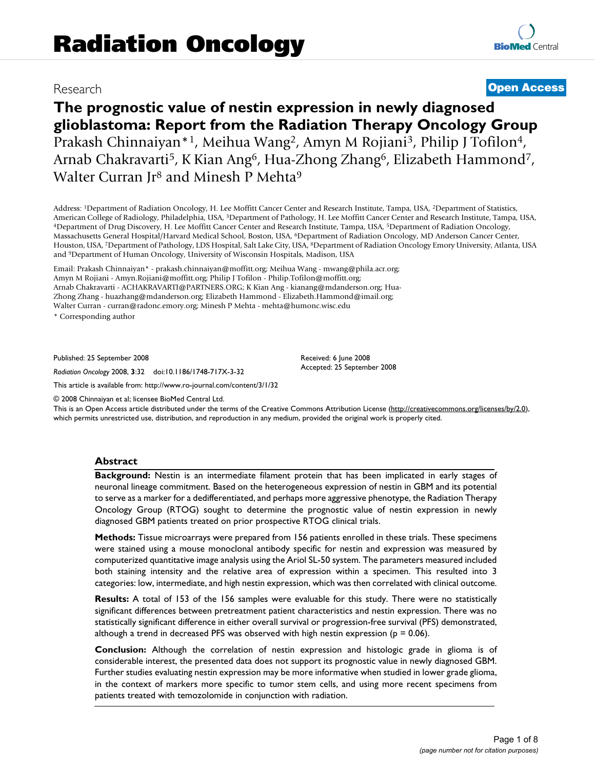Research

**Open Access**

# The prognostic value of nestin expression in newly diagnosed glioblastoma: Report from the Radiation Therapy Oncology Group

Prakash Chinnaiyan*[1], Meihua Wang[2], Amyn M Rojiani[3], Philip J Tofilon[4], Arnab Chakravarti[5], K Kian Ang[6], Hua-Zhong Zhang[6], Elizabeth Hammond[7], Walter Curran Jr[8] and Minesh P Mehta[9]

Address: [1]Department of Radiation Oncology, H. Lee Moffitt Cancer Center and Research Institute, Tampa, USA, [2]Department of Statistics, American College of Radiology, Philadelphia, USA, [3]Department of Pathology, H. Lee Moffitt Cancer Center and Research Institute, Tampa, USA, [4]Department of Drug Discovery, H. Lee Moffitt Cancer Center and Research Institute, Tampa, USA, [5]Department of Radiation Oncology, Massachusetts General Hospital/Harvard Medical School, Boston, USA, [6]Department of Radiation Oncology, MD Anderson Cancer Center, Houston, USA, [7]Department of Pathology, LDS Hospital, Salt Lake City, USA, [8]Department of Radiation Oncology Emory University, Atlanta, USA and [9]Department of Human Oncology, University of Wisconsin Hospitals, Madison, USA

Email: Prakash Chinnaiyan* - prakash.chinnaiyan@moffitt.org; Meihua Wang - mwang@phila.acr.org; Amyn M Rojiani - Amyn.Rojiani@moffitt.org; Philip J Tofilon - Philip.Tofilon@moffitt.org; Arnab Chakravarti - ACHAKRAVARTI@PARTNERS.ORG; K Kian Ang - kianang@mdanderson.org; Hua-Zhong Zhang - huazhang@mdanderson.org; Elizabeth Hammond - Elizabeth.Hammond@imail.org; Walter Curran - curran@radonc.emory.org; Minesh P Mehta - mehta@humonc.wisc.edu

\* Corresponding author

Published: 25 September 2008

*Radiation Oncology* 2008, **3**:32 doi:10.1186/1748-717X-3-32

Received: 6 June 2008

Accepted: 25 September 2008

This article is available from: http://www.ro-journal.com/content/3/1/32

© 2008 Chinnaiyan et al; licensee BioMed Central Ltd.

This is an Open Access article distributed under the terms of the Creative Commons Attribution License (http://creativecommons.org/licenses/by/2.0), which permits unrestricted use, distribution, and reproduction in any medium, provided the original work is properly cited.

## Abstract

**Background:** Nestin is an intermediate filament protein that has been implicated in early stages of neuronal lineage commitment. Based on the heterogeneous expression of nestin in GBM and its potential to serve as a marker for a dedifferentiated, and perhaps more aggressive phenotype, the Radiation Therapy Oncology Group (RTOG) sought to determine the prognostic value of nestin expression in newly diagnosed GBM patients treated on prior prospective RTOG clinical trials.

**Methods:** Tissue microarrays were prepared from 156 patients enrolled in these trials. These specimens were stained using a mouse monoclonal antibody specific for nestin and expression was measured by computerized quantitative image analysis using the Ariol SL-50 system. The parameters measured included both staining intensity and the relative area of expression within a specimen. This resulted into 3 categories: low, intermediate, and high nestin expression, which was then correlated with clinical outcome.

**Results:** A total of 153 of the 156 samples were evaluable for this study. There were no statistically significant differences between pretreatment patient characteristics and nestin expression. There was no statistically significant difference in either overall survival or progression-free survival (PFS) demonstrated, although a trend in decreased PFS was observed with high nestin expression ($p = 0.06$).

**Conclusion:** Although the correlation of nestin expression and histologic grade in glioma is of considerable interest, the presented data does not support its prognostic value in newly diagnosed GBM. Further studies evaluating nestin expression may be more informative when studied in lower grade glioma, in the context of markers more specific to tumor stem cells, and using more recent specimens from patients treated with temozolomide in conjunction with radiation.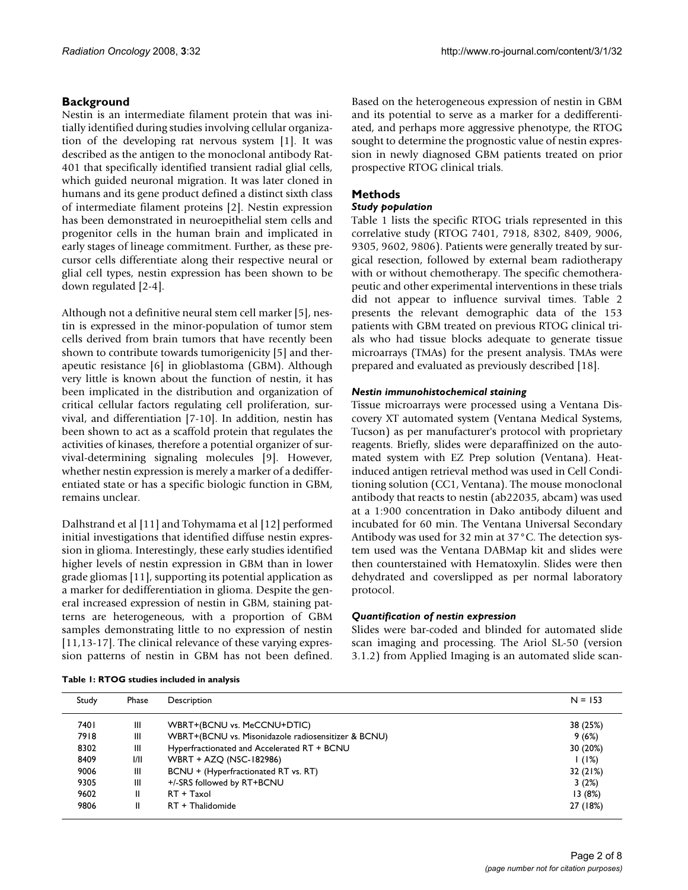## Background

Nestin is an intermediate filament protein that was initially identified during studies involving cellular organization of the developing rat nervous system [1]. It was described as the antigen to the monoclonal antibody Rat-401 that specifically identified transient radial glial cells, which guided neuronal migration. It was later cloned in humans and its gene product defined a distinct sixth class of intermediate filament proteins [2]. Nestin expression has been demonstrated in neuroepithelial stem cells and progenitor cells in the human brain and implicated in early stages of lineage commitment. Further, as these precursor cells differentiate along their respective neural or glial cell types, nestin expression has been shown to be down regulated [2-4].

Although not a definitive neural stem cell marker [5], nestin is expressed in the minor-population of tumor stem cells derived from brain tumors that have recently been shown to contribute towards tumorigenicity [5] and therapeutic resistance [6] in glioblastoma (GBM). Although very little is known about the function of nestin, it has been implicated in the distribution and organization of critical cellular factors regulating cell proliferation, survival, and differentiation [7-10]. In addition, nestin has been shown to act as a scaffold protein that regulates the activities of kinases, therefore a potential organizer of survival-determining signaling molecules [9]. However, whether nestin expression is merely a marker of a dedifferentiated state or has a specific biologic function in GBM, remains unclear.

Dalhstrand et al [11] and Tohymama et al [12] performed initial investigations that identified diffuse nestin expression in glioma. Interestingly, these early studies identified higher levels of nestin expression in GBM than in lower grade gliomas [11], supporting its potential application as a marker for dedifferentiation in glioma. Despite the general increased expression of nestin in GBM, staining patterns are heterogeneous, with a proportion of GBM samples demonstrating little to no expression of nestin [11,13-17]. The clinical relevance of these varying expression patterns of nestin in GBM has not been defined. Based on the heterogeneous expression of nestin in GBM and its potential to serve as a marker for a dedifferentiated, and perhaps more aggressive phenotype, the RTOG sought to determine the prognostic value of nestin expression in newly diagnosed GBM patients treated on prior prospective RTOG clinical trials.

## Methods

### *Study population*

Table 1 lists the specific RTOG trials represented in this correlative study (RTOG 7401, 7918, 8302, 8409, 9006, 9305, 9602, 9806). Patients were generally treated by surgical resection, followed by external beam radiotherapy with or without chemotherapy. The specific chemotherapeutic and other experimental interventions in these trials did not appear to influence survival times. Table 2 presents the relevant demographic data of the 153 patients with GBM treated on previous RTOG clinical trials who had tissue blocks adequate to generate tissue microarrays (TMAs) for the present analysis. TMAs were prepared and evaluated as previously described [18].

### *Nestin immunohistochemical staining*

Tissue microarrays were processed using a Ventana Discovery XT automated system (Ventana Medical Systems, Tucson) as per manufacturer's protocol with proprietary reagents. Briefly, slides were deparaffinized on the automated system with EZ Prep solution (Ventana). Heat-induced antigen retrieval method was used in Cell Conditioning solution (CC1, Ventana). The mouse monoclonal antibody that reacts to nestin (ab22035, abcam) was used at a 1:900 concentration in Dako antibody diluent and incubated for 60 min. The Ventana Universal Secondary Antibody was used for 32 min at 37°C. The detection system used was the Ventana DABMap kit and slides were then counterstained with Hematoxylin. Slides were then dehydrated and coverslipped as per normal laboratory protocol.

### *Quantification of nestin expression*

Slides were bar-coded and blinded for automated slide scan imaging and processing. The Ariol SL-50 (version 3.1.2) from Applied Imaging is an automated slide scan-

**Table 1: RTOG studies included in analysis**

| Study | Phase | Description | N = 153 |
|---|---|---|---|
| 7401 | III | WBRT+(BCNU vs. MeCCNU+DTIC) | 38 (25%) |
| 7918 | III | WBRT+(BCNU vs. Misonidazole radiosensitizer & BCNU) | 9 (6%) |
| 8302 | III | Hyperfractionated and Accelerated RT + BCNU | 30 (20%) |
| 8409 | I/II | WBRT + AZQ (NSC-182986) | 1 (1%) |
| 9006 | III | BCNU + (Hyperfractionated RT vs. RT) | 32 (21%) |
| 9305 | III | +/-SRS followed by RT+BCNU | 3 (2%) |
| 9602 | II | RT + Taxol | 13 (8%) |
| 9806 | II | RT + Thalidomide | 27 (18%) |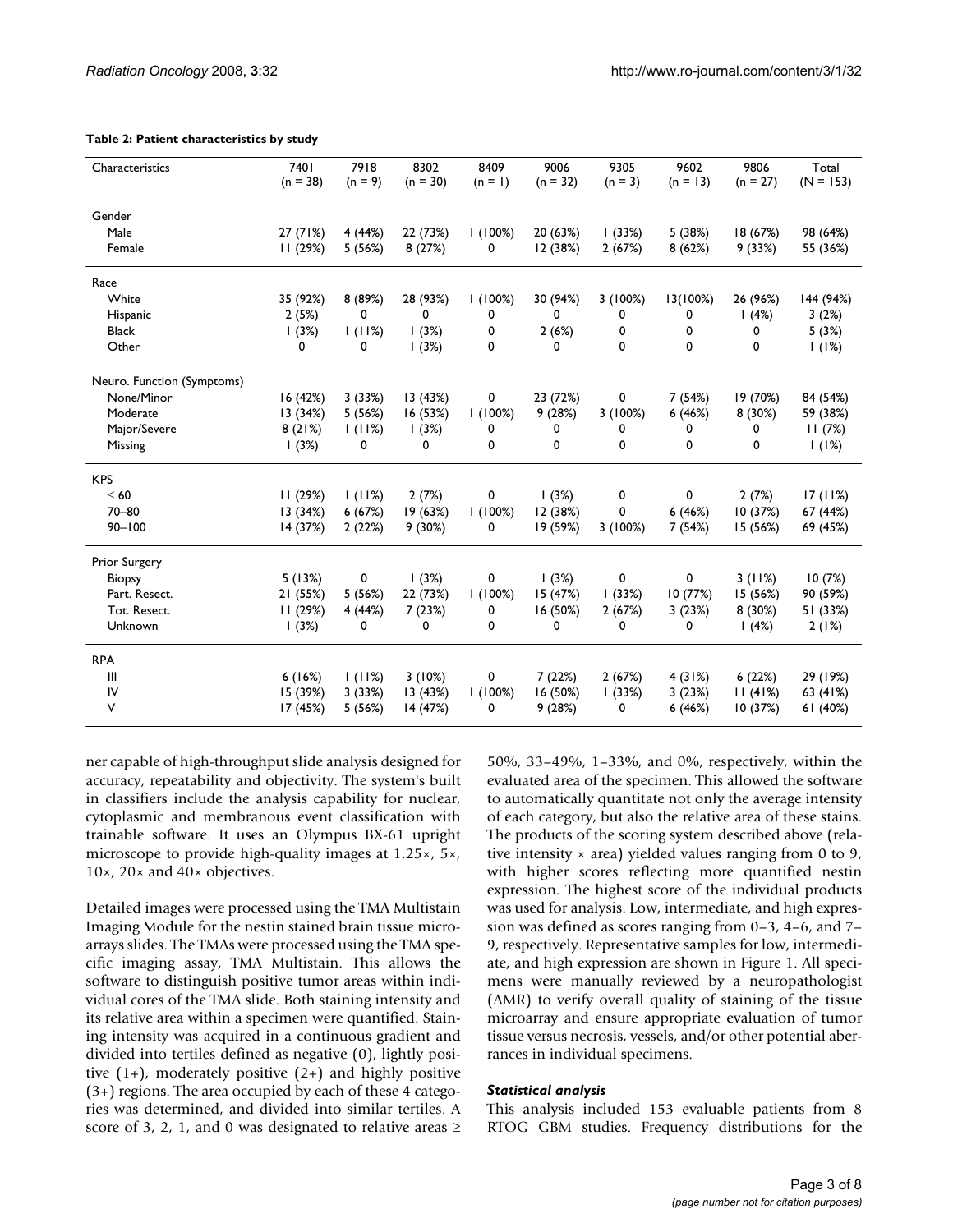**Table 2: Patient characteristics by study**

| Characteristics | 7401 (n = 38) | 7918 (n = 9) | 8302 (n = 30) | 8409 (n = 1) | 9006 (n = 32) | 9305 (n = 3) | 9602 (n = 13) | 9806 (n = 27) | Total (N = 153) |
|---|---|---|---|---|---|---|---|---|---|
| Gender | | | | | | | | | |
| Male | 27 (71%) | 4 (44%) | 22 (73%) | 1 (100%) | 20 (63%) | 1 (33%) | 5 (38%) | 18 (67%) | 98 (64%) |
| Female | 11 (29%) | 5 (56%) | 8 (27%) | 0 | 12 (38%) | 2 (67%) | 8 (62%) | 9 (33%) | 55 (36%) |
| Race | | | | | | | | | |
| White | 35 (92%) | 8 (89%) | 28 (93%) | 1 (100%) | 30 (94%) | 3 (100%) | 13(100%) | 26 (96%) | 144 (94%) |
| Hispanic | 2 (5%) | 0 | 0 | 0 | 0 | 0 | 0 | 1 (4%) | 3 (2%) |
| Black | 1 (3%) | 1 (11%) | 1 (3%) | 0 | 2 (6%) | 0 | 0 | 0 | 5 (3%) |
| Other | 0 | 0 | 1 (3%) | 0 | 0 | 0 | 0 | 0 | 1 (1%) |
| Neuro. Function (Symptoms) | | | | | | | | | |
| None/Minor | 16 (42%) | 3 (33%) | 13 (43%) | 0 | 23 (72%) | 0 | 7 (54%) | 19 (70%) | 84 (54%) |
| Moderate | 13 (34%) | 5 (56%) | 16 (53%) | 1 (100%) | 9 (28%) | 3 (100%) | 6 (46%) | 8 (30%) | 59 (38%) |
| Major/Severe | 8 (21%) | 1 (11%) | 1 (3%) | 0 | 0 | 0 | 0 | 0 | 11 (7%) |
| Missing | 1 (3%) | 0 | 0 | 0 | 0 | 0 | 0 | 0 | 1 (1%) |
| KPS | | | | | | | | | |
| ≤ 60 | 11 (29%) | 1 (11%) | 2 (7%) | 0 | 1 (3%) | 0 | 0 | 2 (7%) | 17 (11%) |
| 70–80 | 13 (34%) | 6 (67%) | 19 (63%) | 1 (100%) | 12 (38%) | 0 | 6 (46%) | 10 (37%) | 67 (44%) |
| 90–100 | 14 (37%) | 2 (22%) | 9 (30%) | 0 | 19 (59%) | 3 (100%) | 7 (54%) | 15 (56%) | 69 (45%) |
| Prior Surgery | | | | | | | | | |
| Biopsy | 5 (13%) | 0 | 1 (3%) | 0 | 1 (3%) | 0 | 0 | 3 (11%) | 10 (7%) |
| Part. Resect. | 21 (55%) | 5 (56%) | 22 (73%) | 1 (100%) | 15 (47%) | 1 (33%) | 10 (77%) | 15 (56%) | 90 (59%) |
| Tot. Resect. | 11 (29%) | 4 (44%) | 7 (23%) | 0 | 16 (50%) | 2 (67%) | 3 (23%) | 8 (30%) | 51 (33%) |
| Unknown | 1 (3%) | 0 | 0 | 0 | 0 | 0 | 0 | 1 (4%) | 2 (1%) |
| RPA | | | | | | | | | |
| III | 6 (16%) | 1 (11%) | 3 (10%) | 0 | 7 (22%) | 2 (67%) | 4 (31%) | 6 (22%) | 29 (19%) |
| IV | 15 (39%) | 3 (33%) | 13 (43%) | 1 (100%) | 16 (50%) | 1 (33%) | 3 (23%) | 11 (41%) | 63 (41%) |
| V | 17 (45%) | 5 (56%) | 14 (47%) | 0 | 9 (28%) | 0 | 6 (46%) | 10 (37%) | 61 (40%) |

ner capable of high-throughput slide analysis designed for accuracy, repeatability and objectivity. The system's built in classifiers include the analysis capability for nuclear, cytoplasmic and membranous event classification with trainable software. It uses an Olympus BX-61 upright microscope to provide high-quality images at 1.25×, 5×, 10×, 20× and 40× objectives.

Detailed images were processed using the TMA Multistain Imaging Module for the nestin stained brain tissue microarrays slides. The TMAs were processed using the TMA specific imaging assay, TMA Multistain. This allows the software to distinguish positive tumor areas within individual cores of the TMA slide. Both staining intensity and its relative area within a specimen were quantified. Staining intensity was acquired in a continuous gradient and divided into tertiles defined as negative (0), lightly positive (1+), moderately positive (2+) and highly positive (3+) regions. The area occupied by each of these 4 categories was determined, and divided into similar tertiles. A score of 3, 2, 1, and 0 was designated to relative areas ≥ 50%, 33–49%, 1–33%, and 0%, respectively, within the evaluated area of the specimen. This allowed the software to automatically quantitate not only the average intensity of each category, but also the relative area of these stains. The products of the scoring system described above (relative intensity × area) yielded values ranging from 0 to 9, with higher scores reflecting more quantified nestin expression. The highest score of the individual products was used for analysis. Low, intermediate, and high expression was defined as scores ranging from 0–3, 4–6, and 7–9, respectively. Representative samples for low, intermediate, and high expression are shown in Figure 1. All specimens were manually reviewed by a neuropathologist (AMR) to verify overall quality of staining of the tissue microarray and ensure appropriate evaluation of tumor tissue versus necrosis, vessels, and/or other potential aberrances in individual specimens.

### *Statistical analysis*

This analysis included 153 evaluable patients from 8 RTOG GBM studies. Frequency distributions for the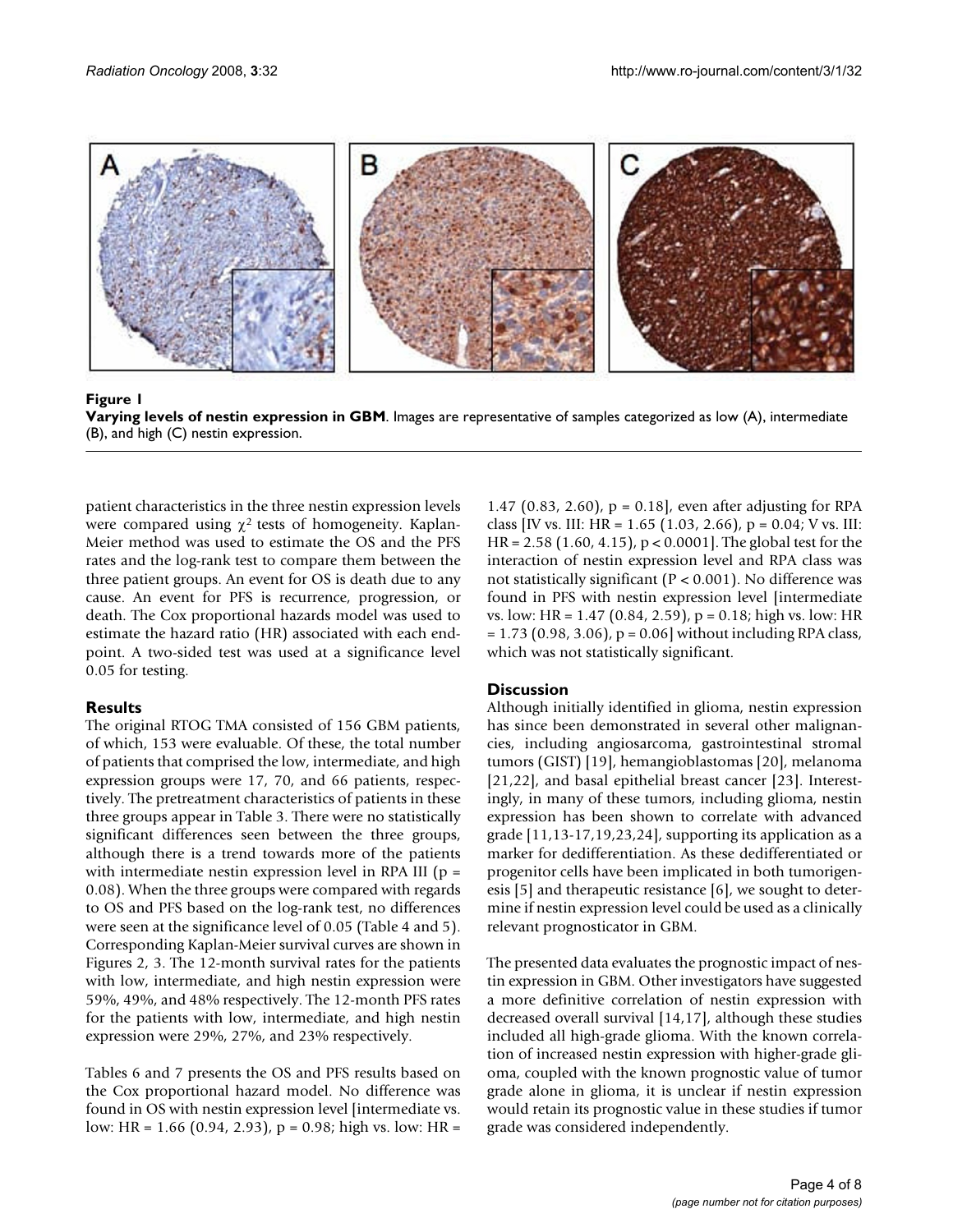**Figure 1**

**Varying levels of nestin expression in GBM**. Images are representative of samples categorized as low (A), intermediate (B), and high (C) nestin expression.

patient characteristics in the three nestin expression levels were compared using $\chi^2$ tests of homogeneity. Kaplan-Meier method was used to estimate the OS and the PFS rates and the log-rank test to compare them between the three patient groups. An event for OS is death due to any cause. An event for PFS is recurrence, progression, or death. The Cox proportional hazards model was used to estimate the hazard ratio (HR) associated with each endpoint. A two-sided test was used at a significance level 0.05 for testing.

## Results

The original RTOG TMA consisted of 156 GBM patients, of which, 153 were evaluable. Of these, the total number of patients that comprised the low, intermediate, and high expression groups were 17, 70, and 66 patients, respectively. The pretreatment characteristics of patients in these three groups appear in Table 3. There were no statistically significant differences seen between the three groups, although there is a trend towards more of the patients with intermediate nestin expression level in RPA III ($p = 0.08$). When the three groups were compared with regards to OS and PFS based on the log-rank test, no differences were seen at the significance level of 0.05 (Table 4 and 5). Corresponding Kaplan-Meier survival curves are shown in Figures 2, 3. The 12-month survival rates for the patients with low, intermediate, and high nestin expression were 59%, 49%, and 48% respectively. The 12-month PFS rates for the patients with low, intermediate, and high nestin expression were 29%, 27%, and 23% respectively.

Tables 6 and 7 presents the OS and PFS results based on the Cox proportional hazard model. No difference was found in OS with nestin expression level [intermediate vs. low: HR = 1.66 (0.94, 2.93), $p = 0.98$; high vs. low: HR = 1.47 (0.83, 2.60), $p = 0.18$], even after adjusting for RPA class [IV vs. III: HR = 1.65 (1.03, 2.66), $p = 0.04$; V vs. III: HR = 2.58 (1.60, 4.15), $p < 0.0001$]. The global test for the interaction of nestin expression level and RPA class was not statistically significant ($P < 0.001$). No difference was found in PFS with nestin expression level [intermediate vs. low: HR = 1.47 (0.84, 2.59), $p = 0.18$; high vs. low: HR = 1.73 (0.98, 3.06), $p = 0.06$] without including RPA class, which was not statistically significant.

## Discussion

Although initially identified in glioma, nestin expression has since been demonstrated in several other malignancies, including angiosarcoma, gastrointestinal stromal tumors (GIST) [19], hemangioblastomas [20], melanoma [21,22], and basal epithelial breast cancer [23]. Interestingly, in many of these tumors, including glioma, nestin expression has been shown to correlate with advanced grade [11,13-17,19,23,24], supporting its application as a marker for dedifferentiation. As these dedifferentiated or progenitor cells have been implicated in both tumorigenesis [5] and therapeutic resistance [6], we sought to determine if nestin expression level could be used as a clinically relevant prognosticator in GBM.

The presented data evaluates the prognostic impact of nestin expression in GBM. Other investigators have suggested a more definitive correlation of nestin expression with decreased overall survival [14,17], although these studies included all high-grade glioma. With the known correlation of increased nestin expression with higher-grade glioma, coupled with the known prognostic value of tumor grade alone in glioma, it is unclear if nestin expression would retain its prognostic value in these studies if tumor grade was considered independently.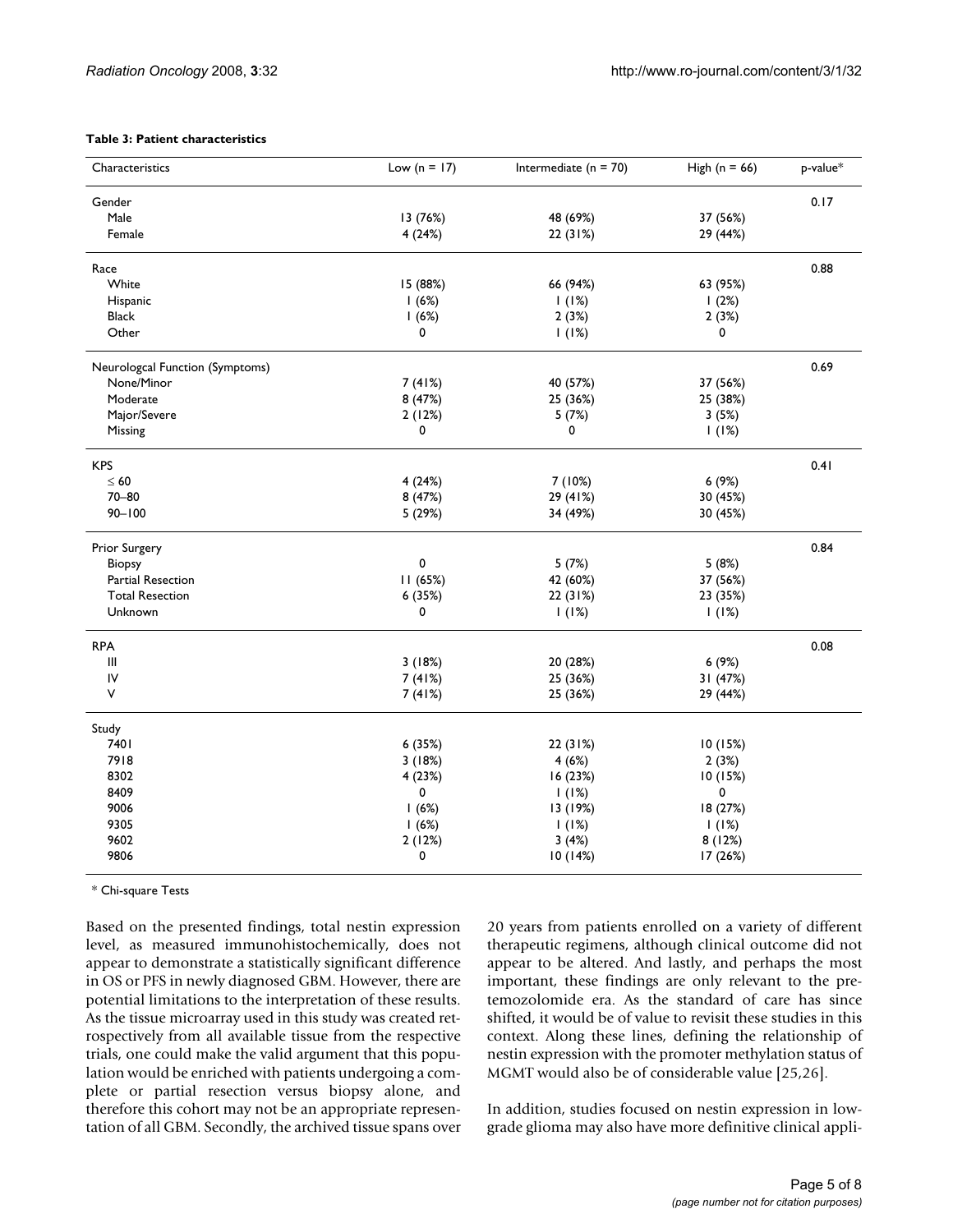**Table 3: Patient characteristics**

| Characteristics | Low (n = 17) | Intermediate (n = 70) | High (n = 66) | p-value* |
|---|---|---|---|---|
| Gender | | | | 0.17 |
| Male | 13 (76%) | 48 (69%) | 37 (56%) | |
| Female | 4 (24%) | 22 (31%) | 29 (44%) | |
| Race | | | | 0.88 |
| White | 15 (88%) | 66 (94%) | 63 (95%) | |
| Hispanic | 1 (6%) | 1 (1%) | 1 (2%) | |
| Black | 1 (6%) | 2 (3%) | 2 (3%) | |
| Other | 0 | 1 (1%) | 0 | |
| Neurologcal Function (Symptoms) | | | | 0.69 |
| None/Minor | 7 (41%) | 40 (57%) | 37 (56%) | |
| Moderate | 8 (47%) | 25 (36%) | 25 (38%) | |
| Major/Severe | 2 (12%) | 5 (7%) | 3 (5%) | |
| Missing | 0 | 0 | 1 (1%) | |
| KPS | | | | 0.41 |
| ≤ 60 | 4 (24%) | 7 (10%) | 6 (9%) | |
| 70–80 | 8 (47%) | 29 (41%) | 30 (45%) | |
| 90–100 | 5 (29%) | 34 (49%) | 30 (45%) | |
| Prior Surgery | | | | 0.84 |
| Biopsy | 0 | 5 (7%) | 5 (8%) | |
| Partial Resection | 11 (65%) | 42 (60%) | 37 (56%) | |
| Total Resection | 6 (35%) | 22 (31%) | 23 (35%) | |
| Unknown | 0 | 1 (1%) | 1 (1%) | |
| RPA | | | | 0.08 |
| III | 3 (18%) | 20 (28%) | 6 (9%) | |
| IV | 7 (41%) | 25 (36%) | 31 (47%) | |
| V | 7 (41%) | 25 (36%) | 29 (44%) | |
| Study | | | | |
| 7401 | 6 (35%) | 22 (31%) | 10 (15%) | |
| 7918 | 3 (18%) | 4 (6%) | 2 (3%) | |
| 8302 | 4 (23%) | 16 (23%) | 10 (15%) | |
| 8409 | 0 | 1 (1%) | 0 | |
| 9006 | 1 (6%) | 13 (19%) | 18 (27%) | |
| 9305 | 1 (6%) | 1 (1%) | 1 (1%) | |
| 9602 | 2 (12%) | 3 (4%) | 8 (12%) | |
| 9806 | 0 | 10 (14%) | 17 (26%) | |

\* Chi-square Tests

Based on the presented findings, total nestin expression level, as measured immunohistochemically, does not appear to demonstrate a statistically significant difference in OS or PFS in newly diagnosed GBM. However, there are potential limitations to the interpretation of these results. As the tissue microarray used in this study was created retrospectively from all available tissue from the respective trials, one could make the valid argument that this population would be enriched with patients undergoing a complete or partial resection versus biopsy alone, and therefore this cohort may not be an appropriate representation of all GBM. Secondly, the archived tissue spans over 20 years from patients enrolled on a variety of different therapeutic regimens, although clinical outcome did not appear to be altered. And lastly, and perhaps the most important, these findings are only relevant to the pre-temozolomide era. As the standard of care has since shifted, it would be of value to revisit these studies in this context. Along these lines, defining the relationship of nestin expression with the promoter methylation status of MGMT would also be of considerable value [25,26].

In addition, studies focused on nestin expression in low-grade glioma may also have more definitive clinical appli-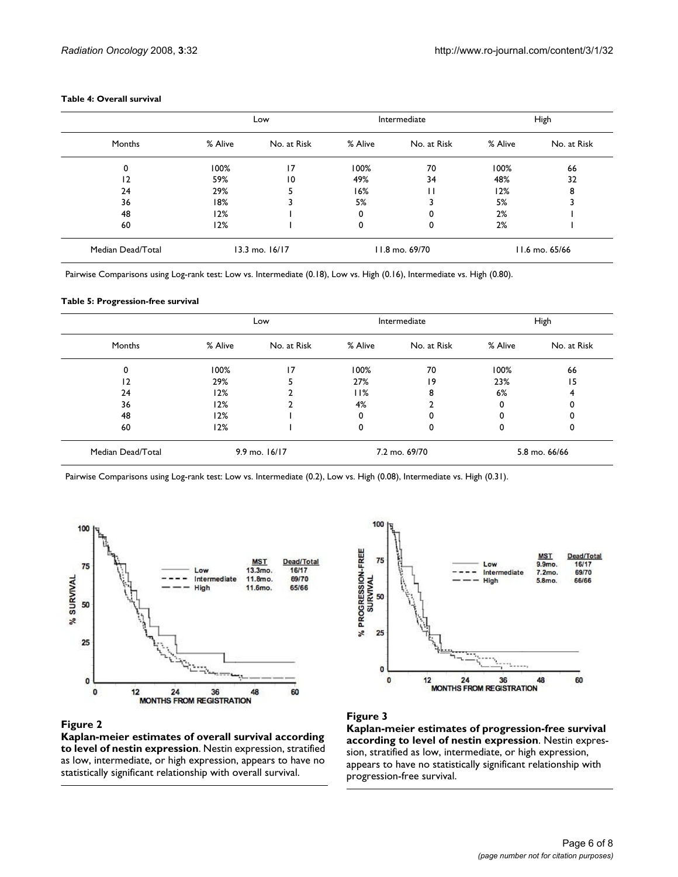**Table 4: Overall survival**

| | Low | | Intermediate | | High | |
|---|---|---|---|---|---|---|
| Months | % Alive | No. at Risk | % Alive | No. at Risk | % Alive | No. at Risk |
| 0 | 100% | 17 | 100% | 70 | 100% | 66 |
| 12 | 59% | 10 | 49% | 34 | 48% | 32 |
| 24 | 29% | 5 | 16% | 11 | 12% | 8 |
| 36 | 18% | 3 | 5% | 3 | 5% | 3 |
| 48 | 12% | 1 | 0 | 0 | 2% | 1 |
| 60 | 12% | 1 | 0 | 0 | 2% | 1 |
| Median Dead/Total | 13.3 mo. 16/17 | | 11.8 mo. 69/70 | | 11.6 mo. 65/66 | |

Pairwise Comparisons using Log-rank test: Low vs. Intermediate (0.18), Low vs. High (0.16), Intermediate vs. High (0.80).

**Table 5: Progression-free survival**

| | Low | | Intermediate | | High | |
|---|---|---|---|---|---|---|
| Months | % Alive | No. at Risk | % Alive | No. at Risk | % Alive | No. at Risk |
| 0 | 100% | 17 | 100% | 70 | 100% | 66 |
| 12 | 29% | 5 | 27% | 19 | 23% | 15 |
| 24 | 12% | 2 | 11% | 8 | 6% | 4 |
| 36 | 12% | 2 | 4% | 2 | 0 | 0 |
| 48 | 12% | 1 | 0 | 0 | 0 | 0 |
| 60 | 12% | 1 | 0 | 0 | 0 | 0 |
| Median Dead/Total | 9.9 mo. 16/17 | | 7.2 mo. 69/70 | | 5.8 mo. 66/66 | |

Pairwise Comparisons using Log-rank test: Low vs. Intermediate (0.2), Low vs. High (0.08), Intermediate vs. High (0.31).

**Figure 2**

**Kaplan-meier estimates of overall survival according to level of nestin expression**. Nestin expression, stratified as low, intermediate, or high expression, appears to have no statistically significant relationship with overall survival.

**Figure 3**

**Kaplan-meier estimates of progression-free survival according to level of nestin expression**. Nestin expression, stratified as low, intermediate, or high expression, appears to have no statistically significant relationship with progression-free survival.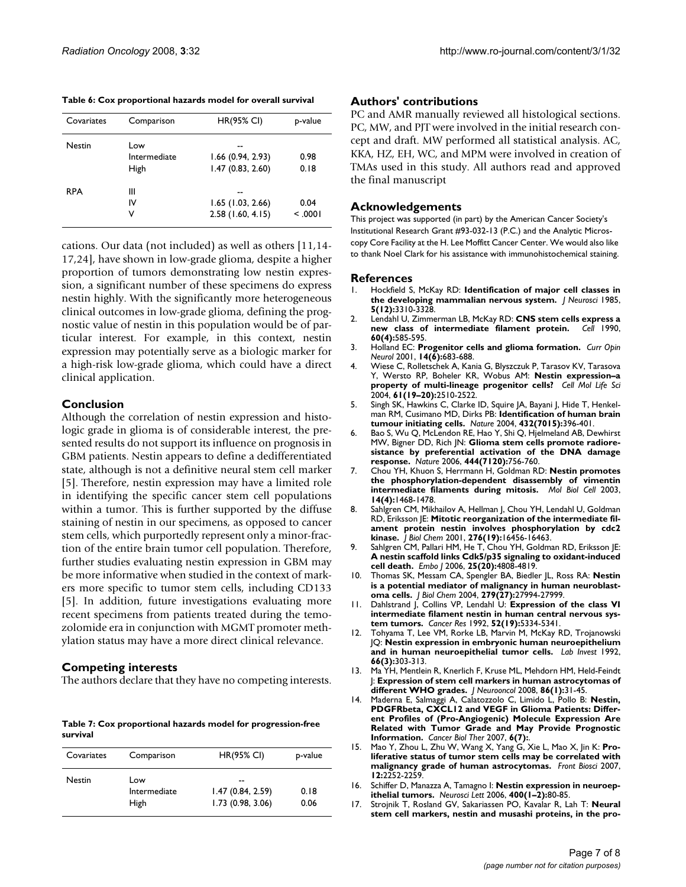**Table 6: Cox proportional hazards model for overall survival**

| Covariates | Comparison | HR(95% CI) | p-value |
| --- | --- | --- | --- |
| Nestin | Low | -- | |
| | Intermediate | 1.66 (0.94, 2.93) | 0.98 |
| | High | 1.47 (0.83, 2.60) | 0.18 |
| RPA | III | -- | |
| | IV | 1.65 (1.03, 2.66) | 0.04 |
| | V | 2.58 (1.60, 4.15) | < .0001 |

cations. Our data (not included) as well as others [11,14-17,24], have shown in low-grade glioma, despite a higher proportion of tumors demonstrating low nestin expression, a significant number of these specimens do express nestin highly. With the significantly more heterogeneous clinical outcomes in low-grade glioma, defining the prognostic value of nestin in this population would be of particular interest. For example, in this context, nestin expression may potentially serve as a biologic marker for a high-risk low-grade glioma, which could have a direct clinical application.

## Conclusion

Although the correlation of nestin expression and histologic grade in glioma is of considerable interest, the presented results do not support its influence on prognosis in GBM patients. Nestin appears to define a dedifferentiated state, although is not a definitive neural stem cell marker [5]. Therefore, nestin expression may have a limited role in identifying the specific cancer stem cell populations within a tumor. This is further supported by the diffuse staining of nestin in our specimens, as opposed to cancer stem cells, which purportedly represent only a minor-fraction of the entire brain tumor cell population. Therefore, further studies evaluating nestin expression in GBM may be more informative when studied in the context of markers more specific to tumor stem cells, including CD133 [5]. In addition, future investigations evaluating more recent specimens from patients treated during the temozolomide era in conjunction with MGMT promoter methylation status may have a more direct clinical relevance.

## Competing interests

The authors declare that they have no competing interests.

**Table 7: Cox proportional hazards model for progression-free survival**

| Covariates | Comparison | HR(95% CI) | p-value |
| --- | --- | --- | --- |
| Nestin | Low | -- | |
| | Intermediate | 1.47 (0.84, 2.59) | 0.18 |
| | High | 1.73 (0.98, 3.06) | 0.06 |

## Authors' contributions

PC and AMR manually reviewed all histological sections. PC, MW, and PJT were involved in the initial research concept and draft. MW performed all statistical analysis. AC, KKA, HZ, EH, WC, and MPM were involved in creation of TMAs used in this study. All authors read and approved the final manuscript

## Acknowledgements

This project was supported (in part) by the American Cancer Society's Institutional Research Grant #93-032-13 (P.C.) and the Analytic Microscopy Core Facility at the H. Lee Moffitt Cancer Center. We would also like to thank Noel Clark for his assistance with immunohistochemical staining.

## References

1. Hockfield S, McKay RD: **Identification of major cell classes in the developing mammalian nervous system.** *J Neurosci* 1985, **5(12):**3310-3328.
2. Lendahl U, Zimmerman LB, McKay RD: **CNS stem cells express a new class of intermediate filament protein.** *Cell* 1990, **60(4):**585-595.
3. Holland EC: **Progenitor cells and glioma formation.** *Curr Opin Neurol* 2001, **14(6):**683-688.
4. Wiese C, Rolletschek A, Kania G, Blyszczuk P, Tarasov KV, Tarasova Y, Wersto RP, Boheler KR, Wobus AM: **Nestin expression–a property of multi-lineage progenitor cells?** *Cell Mol Life Sci* 2004, **61(19–20):**2510-2522.
5. Singh SK, Hawkins C, Clarke ID, Squire JA, Bayani J, Hide T, Henkelman RM, Cusimano MD, Dirks PB: **Identification of human brain tumour initiating cells.** *Nature* 2004, **432(7015):**396-401.
6. Bao S, Wu Q, McLendon RE, Hao Y, Shi Q, Hjelmeland AB, Dewhirst MW, Bigner DD, Rich JN: **Glioma stem cells promote radioresistance by preferential activation of the DNA damage response.** *Nature* 2006, **444(7120):**756-760.
7. Chou YH, Khuon S, Herrmann H, Goldman RD: **Nestin promotes the phosphorylation-dependent disassembly of vimentin intermediate filaments during mitosis.** *Mol Biol Cell* 2003, **14(4):**1468-1478.
8. Sahlgren CM, Mikhailov A, Hellman J, Chou YH, Lendahl U, Goldman RD, Eriksson JE: **Mitotic reorganization of the intermediate filament protein nestin involves phosphorylation by cdc2 kinase.** *J Biol Chem* 2001, **276(19):**16456-16463.
9. Sahlgren CM, Pallari HM, He T, Chou YH, Goldman RD, Eriksson JE: **A nestin scaffold links Cdk5/p35 signaling to oxidant-induced cell death.** *Embo J* 2006, **25(20):**4808-4819.
10. Thomas SK, Messam CA, Spengler BA, Biedler JL, Ross RA: **Nestin is a potential mediator of malignancy in human neuroblastoma cells.** *J Biol Chem* 2004, **279(27):**27994-27999.
11. Dahlstrand J, Collins VP, Lendahl U: **Expression of the class VI intermediate filament nestin in human central nervous system tumors.** *Cancer Res* 1992, **52(19):**5334-5341.
12. Tohyama T, Lee VM, Rorke LB, Marvin M, McKay RD, Trojanowski JQ: **Nestin expression in embryonic human neuroepithelium and in human neuroepithelial tumor cells.** *Lab Invest* 1992, **66(3):**303-313.
13. Ma YH, Mentlein R, Knerlich F, Kruse ML, Mehdorn HM, Held-Feindt J: **Expression of stem cell markers in human astrocytomas of different WHO grades.** *J Neurooncol* 2008, **86(1):**31-45.
14. Maderna E, Salmaggi A, Calatozzolo C, Limido L, Pollo B: **Nestin, PDGFRbeta, CXCL12 and VEGF in Glioma Patients: Different Profiles of (Pro-Angiogenic) Molecule Expression Are Related with Tumor Grade and May Provide Prognostic Information.** *Cancer Biol Ther* 2007, **6(7):**.
15. Mao Y, Zhou L, Zhu W, Wang X, Yang G, Xie L, Mao X, Jin K: **Proliferative status of tumor stem cells may be correlated with malignancy grade of human astrocytomas.** *Front Biosci* 2007, **12:**2252-2259.
16. Schiffer D, Manazza A, Tamagno I: **Nestin expression in neuroepithelial tumors.** *Neurosci Lett* 2006, **400(1–2):**80-85.
17. Strojnik T, Rosland GV, Sakariassen PO, Kavalar R, Lah T: **Neural stem cell markers, nestin and musashi proteins, in the pro-**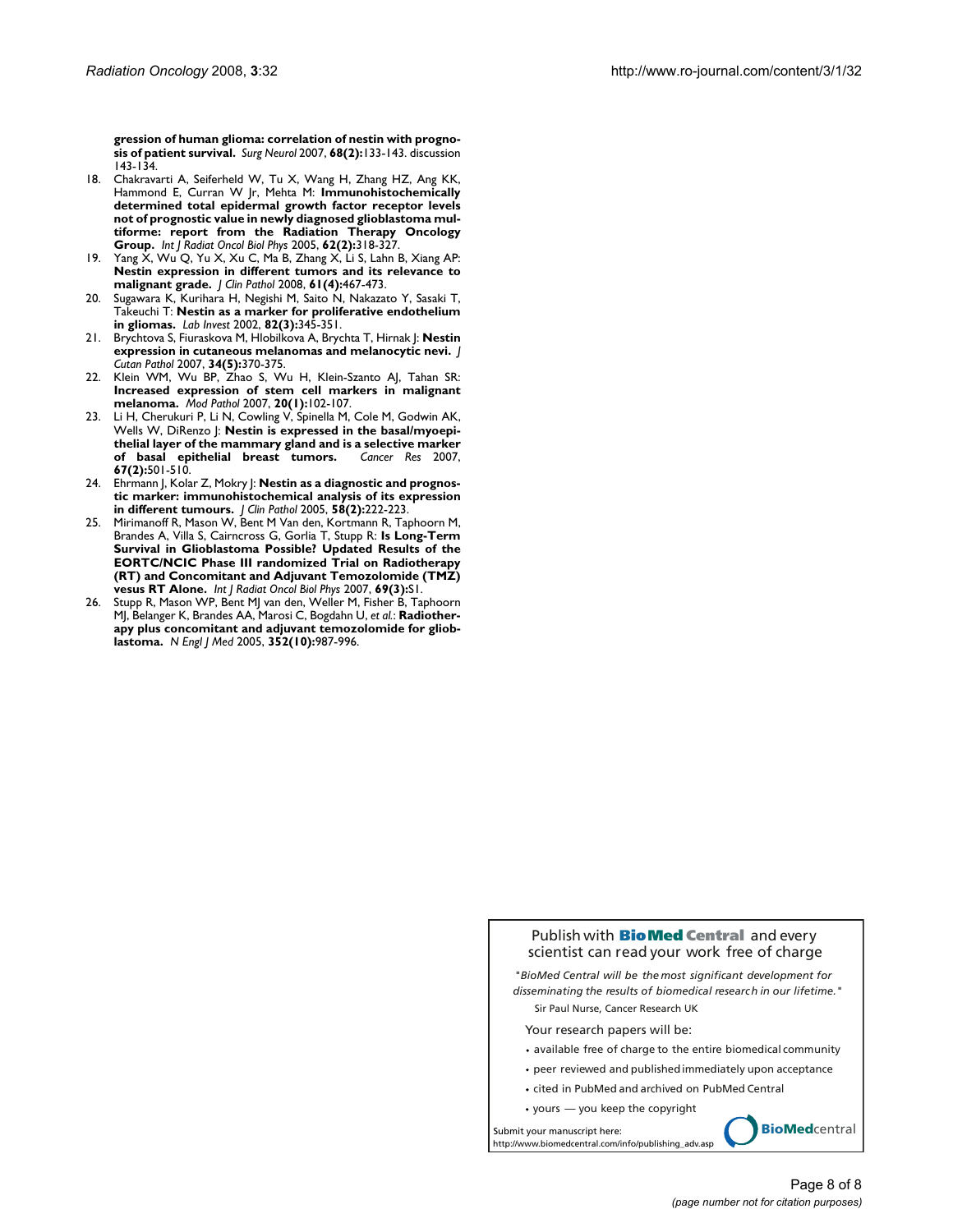gression of human glioma: correlation of nestin with prognosis of patient survival. *Surg Neurol* 2007, **68(2):**133-143. discussion 143-134.

18. Chakravarti A, Seiferheld W, Tu X, Wang H, Zhang HZ, Ang KK, Hammond E, Curran W Jr, Mehta M: **Immunohistochemically determined total epidermal growth factor receptor levels not of prognostic value in newly diagnosed glioblastoma multiforme: report from the Radiation Therapy Oncology Group.** *Int J Radiat Oncol Biol Phys* 2005, **62(2):**318-327.
19. Yang X, Wu Q, Yu X, Xu C, Ma B, Zhang X, Li S, Lahn B, Xiang AP: **Nestin expression in different tumors and its relevance to malignant grade.** *J Clin Pathol* 2008, **61(4):**467-473.
20. Sugawara K, Kurihara H, Negishi M, Saito N, Nakazato Y, Sasaki T, Takeuchi T: **Nestin as a marker for proliferative endothelium in gliomas.** *Lab Invest* 2002, **82(3):**345-351.
21. Brychtova S, Fiuraskova M, Hlobilkova A, Brychta T, Hirnak J: **Nestin expression in cutaneous melanomas and melanocytic nevi.** *J Cutan Pathol* 2007, **34(5):**370-375.
22. Klein WM, Wu BP, Zhao S, Wu H, Klein-Szanto AJ, Tahan SR: **Increased expression of stem cell markers in malignant melanoma.** *Mod Pathol* 2007, **20(1):**102-107.
23. Li H, Cherukuri P, Li N, Cowling V, Spinella M, Cole M, Godwin AK, Wells W, DiRenzo J: **Nestin is expressed in the basal/myoepithelial layer of the mammary gland and is a selective marker of basal epithelial breast tumors.** *Cancer Res* 2007, **67(2):**501-510.
24. Ehrmann J, Kolar Z, Mokry J: **Nestin as a diagnostic and prognostic marker: immunohistochemical analysis of its expression in different tumours.** *J Clin Pathol* 2005, **58(2):**222-223.
25. Mirimanoff R, Mason W, Bent M Van den, Kortmann R, Taphoorn M, Brandes A, Villa S, Cairncross G, Gorlia T, Stupp R: **Is Long-Term Survival in Glioblastoma Possible? Updated Results of the EORTC/NCIC Phase III randomized Trial on Radiotherapy (RT) and Concomitant and Adjuvant Temozolomide (TMZ) vesus RT Alone.** *Int J Radiat Oncol Biol Phys* 2007, **69(3):**S1.
26. Stupp R, Mason WP, Bent MJ van den, Weller M, Fisher B, Taphoorn MJ, Belanger K, Brandes AA, Marosi C, Bogdahn U, *et al.*: **Radiotherapy plus concomitant and adjuvant temozolomide for glioblastoma.** *N Engl J Med* 2005, **352(10):**987-996.

Publish with **BioMed Central** and every scientist can read your work free of charge

*"BioMed Central will be the most significant development for disseminating the results of biomedical research in our lifetime."*

Sir Paul Nurse, Cancer Research UK

Your research papers will be:

- available free of charge to the entire biomedical community
- peer reviewed and published immediately upon acceptance
- cited in PubMed and archived on PubMed Central
- yours — you keep the copyright

Submit your manuscript here:
http://www.biomedcentral.com/info/publishing_adv.asp

BioMedcentral